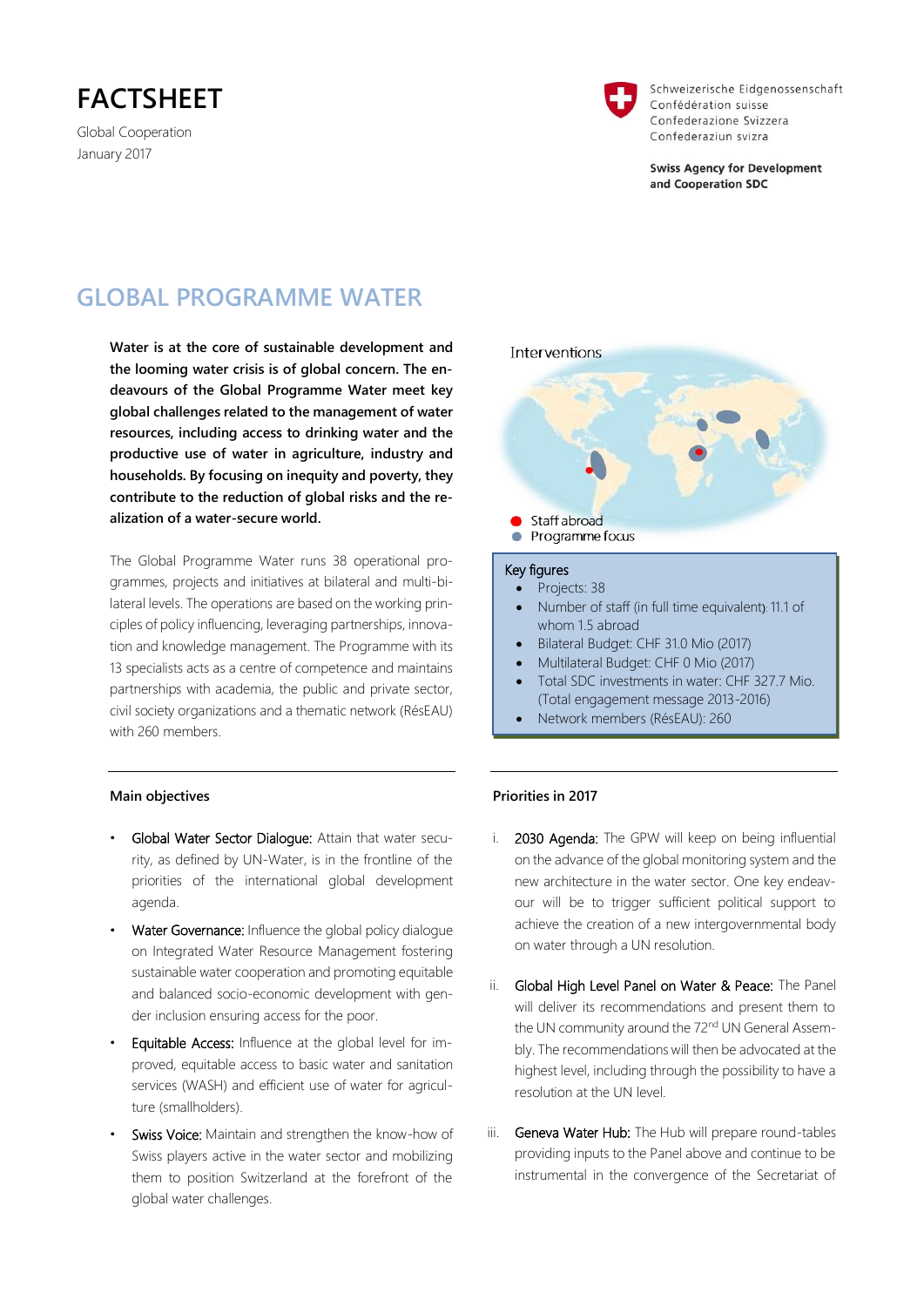# FACTSHEET

Global Cooperation
January 2017

Schweizerische Eidgenossenschaft
Confédération suisse
Confederazione Svizzera
Confederaziun svizra

**Swiss Agency for Development and Cooperation SDC**

## GLOBAL PROGRAMME WATER

**Water is at the core of sustainable development and the looming water crisis is of global concern. The endeavours of the Global Programme Water meet key global challenges related to the management of water resources, including access to drinking water and the productive use of water in agriculture, industry and households. By focusing on inequity and poverty, they contribute to the reduction of global risks and the realization of a water-secure world.**

The Global Programme Water runs 38 operational programmes, projects and initiatives at bilateral and multi-bilateral levels. The operations are based on the working principles of policy influencing, leveraging partnerships, innovation and knowledge management. The Programme with its 13 specialists acts as a centre of competence and maintains partnerships with academia, the public and private sector, civil society organizations and a thematic network (RésEAU) with 260 members.

Interventions

- Staff abroad
- Programme focus

**Key figures**

- Projects: 38
- Number of staff (in full time equivalent): 11.1 of whom 1.5 abroad
- Bilateral Budget: CHF 31.0 Mio (2017)
- Multilateral Budget: CHF 0 Mio (2017)
- Total SDC investments in water: CHF 327.7 Mio. (Total engagement message 2013-2016)
- Network members (RésEAU): 260

### Main objectives

- Global Water Sector Dialogue: Attain that water security, as defined by UN-Water, is in the frontline of the priorities of the international global development agenda.
- Water Governance: Influence the global policy dialogue on Integrated Water Resource Management fostering sustainable water cooperation and promoting equitable and balanced socio-economic development with gender inclusion ensuring access for the poor.
- Equitable Access: Influence at the global level for improved, equitable access to basic water and sanitation services (WASH) and efficient use of water for agriculture (smallholders).
- Swiss Voice: Maintain and strengthen the know-how of Swiss players active in the water sector and mobilizing them to position Switzerland at the forefront of the global water challenges.

### Priorities in 2017

i. 2030 Agenda: The GPW will keep on being influential on the advance of the global monitoring system and the new architecture in the water sector. One key endeavour will be to trigger sufficient political support to achieve the creation of a new intergovernmental body on water through a UN resolution.

ii. Global High Level Panel on Water & Peace: The Panel will deliver its recommendations and present them to the UN community around the 72nd UN General Assembly. The recommendations will then be advocated at the highest level, including through the possibility to have a resolution at the UN level.

iii. Geneva Water Hub: The Hub will prepare round-tables providing inputs to the Panel above and continue to be instrumental in the convergence of the Secretariat of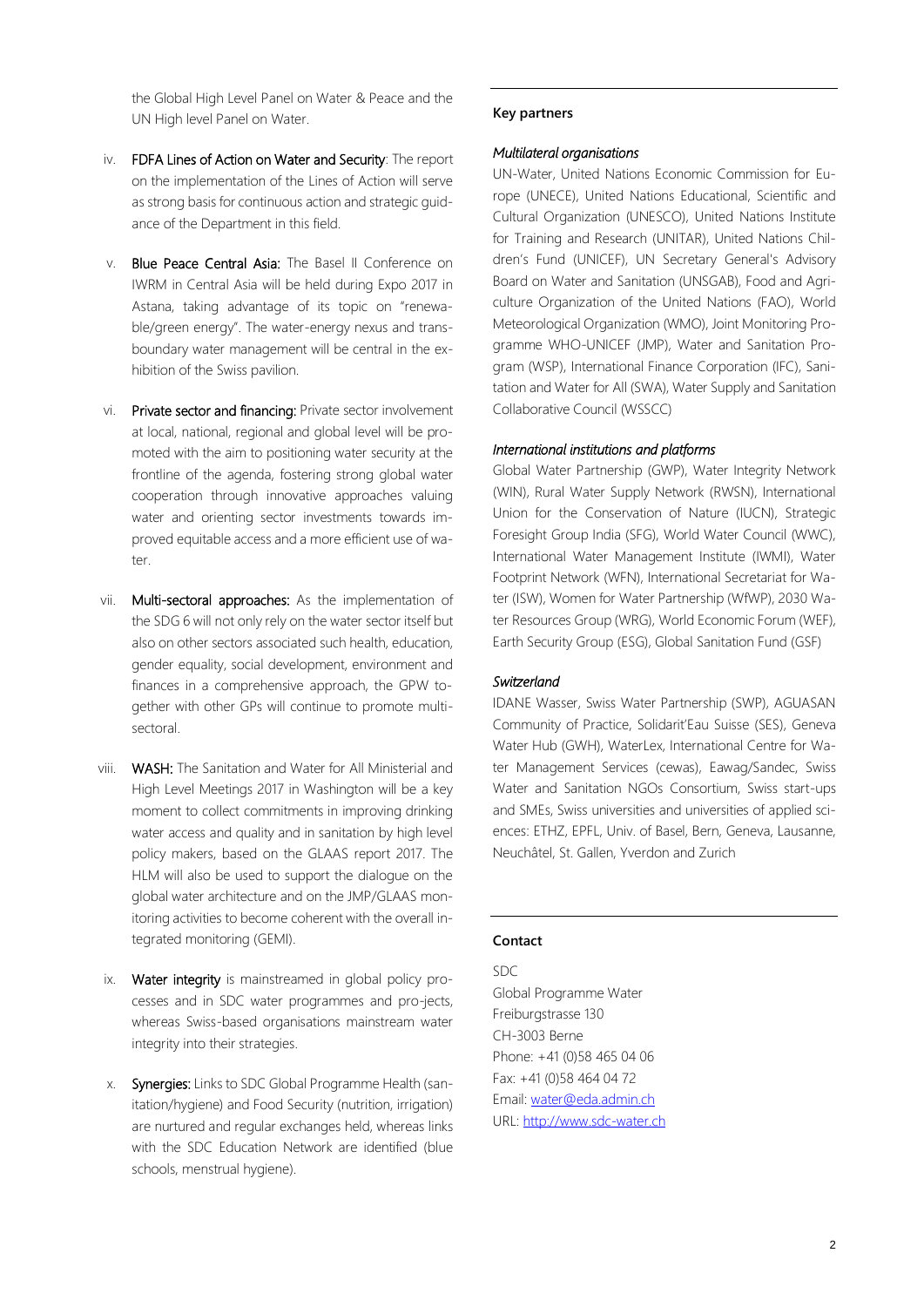the Global High Level Panel on Water & Peace and the UN High level Panel on Water.

iv. **FDFA Lines of Action on Water and Security**: The report on the implementation of the Lines of Action will serve as strong basis for continuous action and strategic guidance of the Department in this field.

v. **Blue Peace Central Asia:** The Basel II Conference on IWRM in Central Asia will be held during Expo 2017 in Astana, taking advantage of its topic on "renewable/green energy". The water-energy nexus and transboundary water management will be central in the exhibition of the Swiss pavilion.

vi. **Private sector and financing:** Private sector involvement at local, national, regional and global level will be promoted with the aim to positioning water security at the frontline of the agenda, fostering strong global water cooperation through innovative approaches valuing water and orienting sector investments towards improved equitable access and a more efficient use of water.

vii. **Multi-sectoral approaches:** As the implementation of the SDG 6 will not only rely on the water sector itself but also on other sectors associated such health, education, gender equality, social development, environment and finances in a comprehensive approach, the GPW together with other GPs will continue to promote multi-sectoral.

viii. **WASH:** The Sanitation and Water for All Ministerial and High Level Meetings 2017 in Washington will be a key moment to collect commitments in improving drinking water access and quality and in sanitation by high level policy makers, based on the GLAAS report 2017. The HLM will also be used to support the dialogue on the global water architecture and on the JMP/GLAAS monitoring activities to become coherent with the overall integrated monitoring (GEMI).

ix. **Water integrity** is mainstreamed in global policy processes and in SDC water programmes and pro-jects, whereas Swiss-based organisations mainstream water integrity into their strategies.

x. **Synergies:** Links to SDC Global Programme Health (sanitation/hygiene) and Food Security (nutrition, irrigation) are nurtured and regular exchanges held, whereas links with the SDC Education Network are identified (blue schools, menstrual hygiene).

## Key partners

*Multilateral organisations*

UN-Water, United Nations Economic Commission for Europe (UNECE), United Nations Educational, Scientific and Cultural Organization (UNESCO), United Nations Institute for Training and Research (UNITAR), United Nations Children's Fund (UNICEF), UN Secretary General's Advisory Board on Water and Sanitation (UNSGAB), Food and Agriculture Organization of the United Nations (FAO), World Meteorological Organization (WMO), Joint Monitoring Programme WHO-UNICEF (JMP), Water and Sanitation Program (WSP), International Finance Corporation (IFC), Sanitation and Water for All (SWA), Water Supply and Sanitation Collaborative Council (WSSCC)

*International institutions and platforms*

Global Water Partnership (GWP), Water Integrity Network (WIN), Rural Water Supply Network (RWSN), International Union for the Conservation of Nature (IUCN), Strategic Foresight Group India (SFG), World Water Council (WWC), International Water Management Institute (IWMI), Water Footprint Network (WFN), International Secretariat for Water (ISW), Women for Water Partnership (WfWP), 2030 Water Resources Group (WRG), World Economic Forum (WEF), Earth Security Group (ESG), Global Sanitation Fund (GSF)

*Switzerland*

IDANE Wasser, Swiss Water Partnership (SWP), AGUASAN Community of Practice, Solidarit'Eau Suisse (SES), Geneva Water Hub (GWH), WaterLex, International Centre for Water Management Services (cewas), Eawag/Sandec, Swiss Water and Sanitation NGOs Consortium, Swiss start-ups and SMEs, Swiss universities and universities of applied sciences: ETHZ, EPFL, Univ. of Basel, Bern, Geneva, Lausanne, Neuchâtel, St. Gallen, Yverdon and Zurich

## Contact

SDC
Global Programme Water
Freiburgstrasse 130
CH-3003 Berne
Phone: +41 (0)58 465 04 06
Fax: +41 (0)58 464 04 72
Email: water@eda.admin.ch
URL: http://www.sdc-water.ch